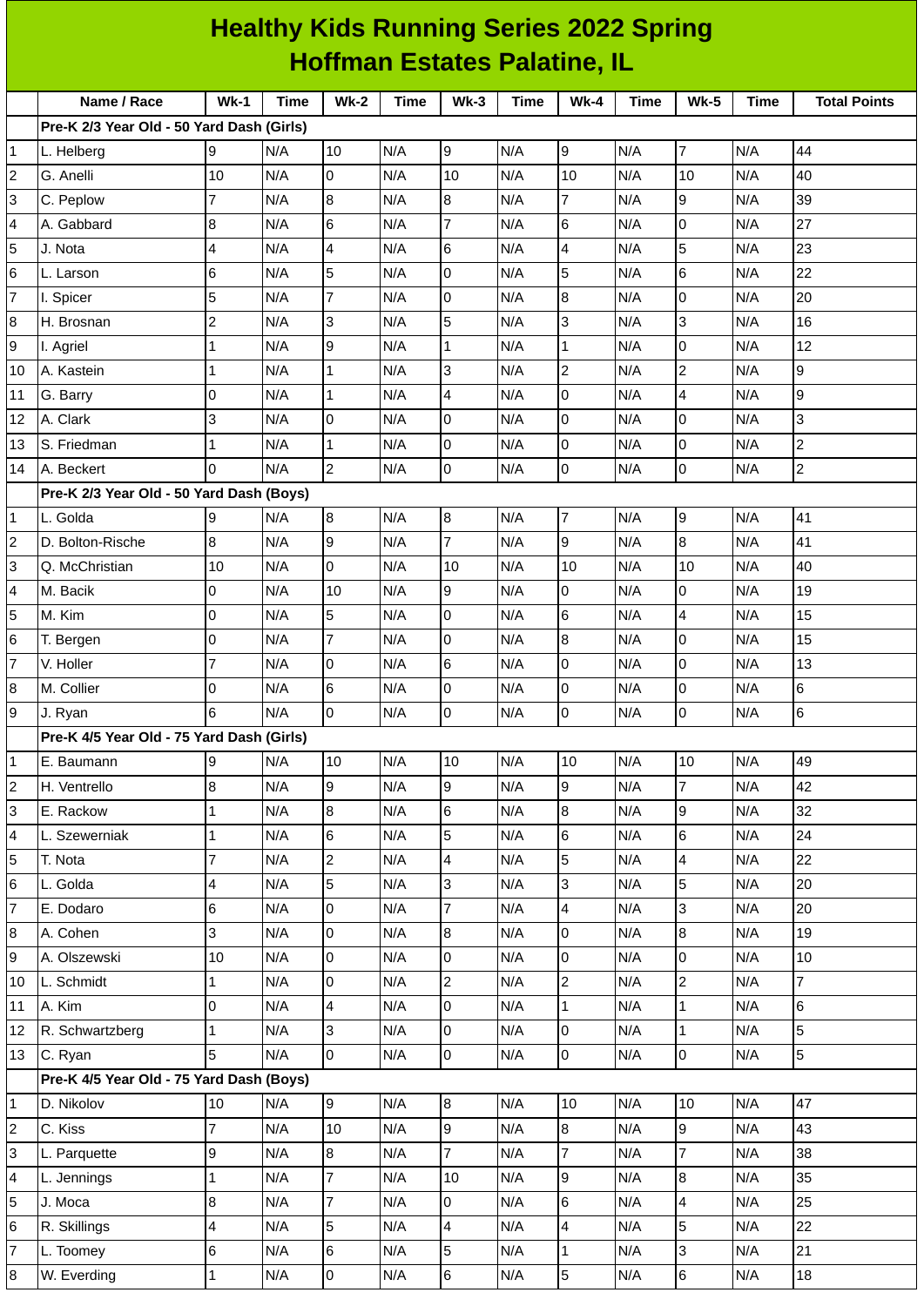# Healthy Kids Running Series 2022 Spring
## Hoffman Estates Palatine, IL

| | Name / Race | Wk-1 | Time | Wk-2 | Time | Wk-3 | Time | Wk-4 | Time | Wk-5 | Time | Total Points |
|---|---|---|---|---|---|---|---|---|---|---|---|---|
| | **Pre-K 2/3 Year Old - 50 Yard Dash (Girls)** | | | | | | | | | | | |
| 1 | L. Helberg | 9 | N/A | 10 | N/A | 9 | N/A | 9 | N/A | 7 | N/A | 44 |
| 2 | G. Anelli | 10 | N/A | 0 | N/A | 10 | N/A | 10 | N/A | 10 | N/A | 40 |
| 3 | C. Peplow | 7 | N/A | 8 | N/A | 8 | N/A | 7 | N/A | 9 | N/A | 39 |
| 4 | A. Gabbard | 8 | N/A | 6 | N/A | 7 | N/A | 6 | N/A | 0 | N/A | 27 |
| 5 | J. Nota | 4 | N/A | 4 | N/A | 6 | N/A | 4 | N/A | 5 | N/A | 23 |
| 6 | L. Larson | 6 | N/A | 5 | N/A | 0 | N/A | 5 | N/A | 6 | N/A | 22 |
| 7 | I. Spicer | 5 | N/A | 7 | N/A | 0 | N/A | 8 | N/A | 0 | N/A | 20 |
| 8 | H. Brosnan | 2 | N/A | 3 | N/A | 5 | N/A | 3 | N/A | 3 | N/A | 16 |
| 9 | I. Agriel | 1 | N/A | 9 | N/A | 1 | N/A | 1 | N/A | 0 | N/A | 12 |
| 10 | A. Kastein | 1 | N/A | 1 | N/A | 3 | N/A | 2 | N/A | 2 | N/A | 9 |
| 11 | G. Barry | 0 | N/A | 1 | N/A | 4 | N/A | 0 | N/A | 4 | N/A | 9 |
| 12 | A. Clark | 3 | N/A | 0 | N/A | 0 | N/A | 0 | N/A | 0 | N/A | 3 |
| 13 | S. Friedman | 1 | N/A | 1 | N/A | 0 | N/A | 0 | N/A | 0 | N/A | 2 |
| 14 | A. Beckert | 0 | N/A | 2 | N/A | 0 | N/A | 0 | N/A | 0 | N/A | 2 |
| | **Pre-K 2/3 Year Old - 50 Yard Dash (Boys)** | | | | | | | | | | | |
| 1 | L. Golda | 9 | N/A | 8 | N/A | 8 | N/A | 7 | N/A | 9 | N/A | 41 |
| 2 | D. Bolton-Rische | 8 | N/A | 9 | N/A | 7 | N/A | 9 | N/A | 8 | N/A | 41 |
| 3 | Q. McChristian | 10 | N/A | 0 | N/A | 10 | N/A | 10 | N/A | 10 | N/A | 40 |
| 4 | M. Bacik | 0 | N/A | 10 | N/A | 9 | N/A | 0 | N/A | 0 | N/A | 19 |
| 5 | M. Kim | 0 | N/A | 5 | N/A | 0 | N/A | 6 | N/A | 4 | N/A | 15 |
| 6 | T. Bergen | 0 | N/A | 7 | N/A | 0 | N/A | 8 | N/A | 0 | N/A | 15 |
| 7 | V. Holler | 7 | N/A | 0 | N/A | 6 | N/A | 0 | N/A | 0 | N/A | 13 |
| 8 | M. Collier | 0 | N/A | 6 | N/A | 0 | N/A | 0 | N/A | 0 | N/A | 6 |
| 9 | J. Ryan | 6 | N/A | 0 | N/A | 0 | N/A | 0 | N/A | 0 | N/A | 6 |
| | **Pre-K 4/5 Year Old - 75 Yard Dash (Girls)** | | | | | | | | | | | |
| 1 | E. Baumann | 9 | N/A | 10 | N/A | 10 | N/A | 10 | N/A | 10 | N/A | 49 |
| 2 | H. Ventrello | 8 | N/A | 9 | N/A | 9 | N/A | 9 | N/A | 7 | N/A | 42 |
| 3 | E. Rackow | 1 | N/A | 8 | N/A | 6 | N/A | 8 | N/A | 9 | N/A | 32 |
| 4 | L. Szewerniak | 1 | N/A | 6 | N/A | 5 | N/A | 6 | N/A | 6 | N/A | 24 |
| 5 | T. Nota | 7 | N/A | 2 | N/A | 4 | N/A | 5 | N/A | 4 | N/A | 22 |
| 6 | L. Golda | 4 | N/A | 5 | N/A | 3 | N/A | 3 | N/A | 5 | N/A | 20 |
| 7 | E. Dodaro | 6 | N/A | 0 | N/A | 7 | N/A | 4 | N/A | 3 | N/A | 20 |
| 8 | A. Cohen | 3 | N/A | 0 | N/A | 8 | N/A | 0 | N/A | 8 | N/A | 19 |
| 9 | A. Olszewski | 10 | N/A | 0 | N/A | 0 | N/A | 0 | N/A | 0 | N/A | 10 |
| 10 | L. Schmidt | 1 | N/A | 0 | N/A | 2 | N/A | 2 | N/A | 2 | N/A | 7 |
| 11 | A. Kim | 0 | N/A | 4 | N/A | 0 | N/A | 1 | N/A | 1 | N/A | 6 |
| 12 | R. Schwartzberg | 1 | N/A | 3 | N/A | 0 | N/A | 0 | N/A | 1 | N/A | 5 |
| 13 | C. Ryan | 5 | N/A | 0 | N/A | 0 | N/A | 0 | N/A | 0 | N/A | 5 |
| | **Pre-K 4/5 Year Old - 75 Yard Dash (Boys)** | | | | | | | | | | | |
| 1 | D. Nikolov | 10 | N/A | 9 | N/A | 8 | N/A | 10 | N/A | 10 | N/A | 47 |
| 2 | C. Kiss | 7 | N/A | 10 | N/A | 9 | N/A | 8 | N/A | 9 | N/A | 43 |
| 3 | L. Parquette | 9 | N/A | 8 | N/A | 7 | N/A | 7 | N/A | 7 | N/A | 38 |
| 4 | L. Jennings | 1 | N/A | 7 | N/A | 10 | N/A | 9 | N/A | 8 | N/A | 35 |
| 5 | J. Moca | 8 | N/A | 7 | N/A | 0 | N/A | 6 | N/A | 4 | N/A | 25 |
| 6 | R. Skillings | 4 | N/A | 5 | N/A | 4 | N/A | 4 | N/A | 5 | N/A | 22 |
| 7 | L. Toomey | 6 | N/A | 6 | N/A | 5 | N/A | 1 | N/A | 3 | N/A | 21 |
| 8 | W. Everding | 1 | N/A | 0 | N/A | 6 | N/A | 5 | N/A | 6 | N/A | 18 |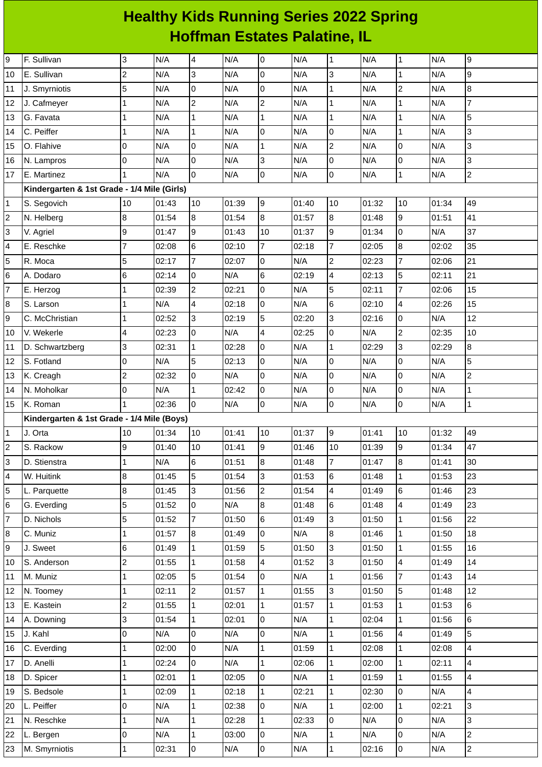# Healthy Kids Running Series 2022 Spring
## Hoffman Estates Palatine, IL

| | | | | | | | | | | | | |
|---|---|---|---|---|---|---|---|---|---|---|---|---|
| 9 | F. Sullivan | 3 | N/A | 4 | N/A | 0 | N/A | 1 | N/A | 1 | N/A | 9 |
| 10 | E. Sullivan | 2 | N/A | 3 | N/A | 0 | N/A | 3 | N/A | 1 | N/A | 9 |
| 11 | J. Smyrniotis | 5 | N/A | 0 | N/A | 0 | N/A | 1 | N/A | 2 | N/A | 8 |
| 12 | J. Cafmeyer | 1 | N/A | 2 | N/A | 2 | N/A | 1 | N/A | 1 | N/A | 7 |
| 13 | G. Favata | 1 | N/A | 1 | N/A | 1 | N/A | 1 | N/A | 1 | N/A | 5 |
| 14 | C. Peiffer | 1 | N/A | 1 | N/A | 0 | N/A | 0 | N/A | 1 | N/A | 3 |
| 15 | O. Flahive | 0 | N/A | 0 | N/A | 1 | N/A | 2 | N/A | 0 | N/A | 3 |
| 16 | N. Lampros | 0 | N/A | 0 | N/A | 3 | N/A | 0 | N/A | 0 | N/A | 3 |
| 17 | E. Martinez | 1 | N/A | 0 | N/A | 0 | N/A | 0 | N/A | 1 | N/A | 2 |
| | **Kindergarten & 1st Grade - 1/4 Mile (Girls)** | | | | | | | | | | | |
| 1 | S. Segovich | 10 | 01:43 | 10 | 01:39 | 9 | 01:40 | 10 | 01:32 | 10 | 01:34 | 49 |
| 2 | N. Helberg | 8 | 01:54 | 8 | 01:54 | 8 | 01:57 | 8 | 01:48 | 9 | 01:51 | 41 |
| 3 | V. Agriel | 9 | 01:47 | 9 | 01:43 | 10 | 01:37 | 9 | 01:34 | 0 | N/A | 37 |
| 4 | E. Reschke | 7 | 02:08 | 6 | 02:10 | 7 | 02:18 | 7 | 02:05 | 8 | 02:02 | 35 |
| 5 | R. Moca | 5 | 02:17 | 7 | 02:07 | 0 | N/A | 2 | 02:23 | 7 | 02:06 | 21 |
| 6 | A. Dodaro | 6 | 02:14 | 0 | N/A | 6 | 02:19 | 4 | 02:13 | 5 | 02:11 | 21 |
| 7 | E. Herzog | 1 | 02:39 | 2 | 02:21 | 0 | N/A | 5 | 02:11 | 7 | 02:06 | 15 |
| 8 | S. Larson | 1 | N/A | 4 | 02:18 | 0 | N/A | 6 | 02:10 | 4 | 02:26 | 15 |
| 9 | C. McChristian | 1 | 02:52 | 3 | 02:19 | 5 | 02:20 | 3 | 02:16 | 0 | N/A | 12 |
| 10 | V. Wekerle | 4 | 02:23 | 0 | N/A | 4 | 02:25 | 0 | N/A | 2 | 02:35 | 10 |
| 11 | D. Schwartzberg | 3 | 02:31 | 1 | 02:28 | 0 | N/A | 1 | 02:29 | 3 | 02:29 | 8 |
| 12 | S. Fotland | 0 | N/A | 5 | 02:13 | 0 | N/A | 0 | N/A | 0 | N/A | 5 |
| 13 | K. Creagh | 2 | 02:32 | 0 | N/A | 0 | N/A | 0 | N/A | 0 | N/A | 2 |
| 14 | N. Moholkar | 0 | N/A | 1 | 02:42 | 0 | N/A | 0 | N/A | 0 | N/A | 1 |
| 15 | K. Roman | 1 | 02:36 | 0 | N/A | 0 | N/A | 0 | N/A | 0 | N/A | 1 |
| | **Kindergarten & 1st Grade - 1/4 Mile (Boys)** | | | | | | | | | | | |
| 1 | J. Orta | 10 | 01:34 | 10 | 01:41 | 10 | 01:37 | 9 | 01:41 | 10 | 01:32 | 49 |
| 2 | S. Rackow | 9 | 01:40 | 10 | 01:41 | 9 | 01:46 | 10 | 01:39 | 9 | 01:34 | 47 |
| 3 | D. Stienstra | 1 | N/A | 6 | 01:51 | 8 | 01:48 | 7 | 01:47 | 8 | 01:41 | 30 |
| 4 | W. Huitink | 8 | 01:45 | 5 | 01:54 | 3 | 01:53 | 6 | 01:48 | 1 | 01:53 | 23 |
| 5 | L. Parquette | 8 | 01:45 | 3 | 01:56 | 2 | 01:54 | 4 | 01:49 | 6 | 01:46 | 23 |
| 6 | G. Everding | 5 | 01:52 | 0 | N/A | 8 | 01:48 | 6 | 01:48 | 4 | 01:49 | 23 |
| 7 | D. Nichols | 5 | 01:52 | 7 | 01:50 | 6 | 01:49 | 3 | 01:50 | 1 | 01:56 | 22 |
| 8 | C. Muniz | 1 | 01:57 | 8 | 01:49 | 0 | N/A | 8 | 01:46 | 1 | 01:50 | 18 |
| 9 | J. Sweet | 6 | 01:49 | 1 | 01:59 | 5 | 01:50 | 3 | 01:50 | 1 | 01:55 | 16 |
| 10 | S. Anderson | 2 | 01:55 | 1 | 01:58 | 4 | 01:52 | 3 | 01:50 | 4 | 01:49 | 14 |
| 11 | M. Muniz | 1 | 02:05 | 5 | 01:54 | 0 | N/A | 1 | 01:56 | 7 | 01:43 | 14 |
| 12 | N. Toomey | 1 | 02:11 | 2 | 01:57 | 1 | 01:55 | 3 | 01:50 | 5 | 01:48 | 12 |
| 13 | E. Kastein | 2 | 01:55 | 1 | 02:01 | 1 | 01:57 | 1 | 01:53 | 1 | 01:53 | 6 |
| 14 | A. Downing | 3 | 01:54 | 1 | 02:01 | 0 | N/A | 1 | 02:04 | 1 | 01:56 | 6 |
| 15 | J. Kahl | 0 | N/A | 0 | N/A | 0 | N/A | 1 | 01:56 | 4 | 01:49 | 5 |
| 16 | C. Everding | 1 | 02:00 | 0 | N/A | 1 | 01:59 | 1 | 02:08 | 1 | 02:08 | 4 |
| 17 | D. Anelli | 1 | 02:24 | 0 | N/A | 1 | 02:06 | 1 | 02:00 | 1 | 02:11 | 4 |
| 18 | D. Spicer | 1 | 02:01 | 1 | 02:05 | 0 | N/A | 1 | 01:59 | 1 | 01:55 | 4 |
| 19 | S. Bedsole | 1 | 02:09 | 1 | 02:18 | 1 | 02:21 | 1 | 02:30 | 0 | N/A | 4 |
| 20 | L. Peiffer | 0 | N/A | 1 | 02:38 | 0 | N/A | 1 | 02:00 | 1 | 02:21 | 3 |
| 21 | N. Reschke | 1 | N/A | 1 | 02:28 | 1 | 02:33 | 0 | N/A | 0 | N/A | 3 |
| 22 | L. Bergen | 0 | N/A | 1 | 03:00 | 0 | N/A | 1 | N/A | 0 | N/A | 2 |
| 23 | M. Smyrniotis | 1 | 02:31 | 0 | N/A | 0 | N/A | 1 | 02:16 | 0 | N/A | 2 |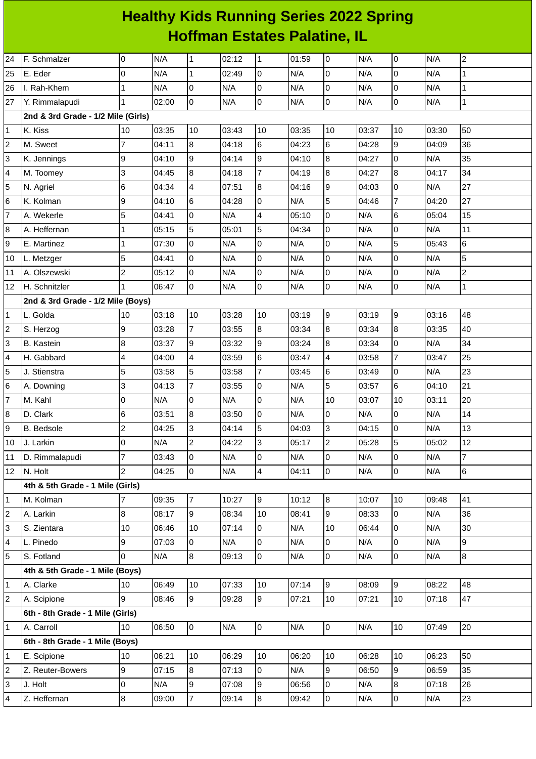# Healthy Kids Running Series 2022 Spring
## Hoffman Estates Palatine, IL

| | | | | | | | | | | | | |
|---|---|---|---|---|---|---|---|---|---|---|---|---|
| 24 | F. Schmalzer | 0 | N/A | 1 | 02:12 | 1 | 01:59 | 0 | N/A | 0 | N/A | 2 |
| 25 | E. Eder | 0 | N/A | 1 | 02:49 | 0 | N/A | 0 | N/A | 0 | N/A | 1 |
| 26 | I. Rah-Khem | 1 | N/A | 0 | N/A | 0 | N/A | 0 | N/A | 0 | N/A | 1 |
| 27 | Y. Rimmalapudi | 1 | 02:00 | 0 | N/A | 0 | N/A | 0 | N/A | 0 | N/A | 1 |
| | **2nd & 3rd Grade - 1/2 Mile (Girls)** | | | | | | | | | | | |
| 1 | K. Kiss | 10 | 03:35 | 10 | 03:43 | 10 | 03:35 | 10 | 03:37 | 10 | 03:30 | 50 |
| 2 | M. Sweet | 7 | 04:11 | 8 | 04:18 | 6 | 04:23 | 6 | 04:28 | 9 | 04:09 | 36 |
| 3 | K. Jennings | 9 | 04:10 | 9 | 04:14 | 9 | 04:10 | 8 | 04:27 | 0 | N/A | 35 |
| 4 | M. Toomey | 3 | 04:45 | 8 | 04:18 | 7 | 04:19 | 8 | 04:27 | 8 | 04:17 | 34 |
| 5 | N. Agriel | 6 | 04:34 | 4 | 07:51 | 8 | 04:16 | 9 | 04:03 | 0 | N/A | 27 |
| 6 | K. Kolman | 9 | 04:10 | 6 | 04:28 | 0 | N/A | 5 | 04:46 | 7 | 04:20 | 27 |
| 7 | A. Wekerle | 5 | 04:41 | 0 | N/A | 4 | 05:10 | 0 | N/A | 6 | 05:04 | 15 |
| 8 | A. Heffernan | 1 | 05:15 | 5 | 05:01 | 5 | 04:34 | 0 | N/A | 0 | N/A | 11 |
| 9 | E. Martinez | 1 | 07:30 | 0 | N/A | 0 | N/A | 0 | N/A | 5 | 05:43 | 6 |
| 10 | L. Metzger | 5 | 04:41 | 0 | N/A | 0 | N/A | 0 | N/A | 0 | N/A | 5 |
| 11 | A. Olszewski | 2 | 05:12 | 0 | N/A | 0 | N/A | 0 | N/A | 0 | N/A | 2 |
| 12 | H. Schnitzler | 1 | 06:47 | 0 | N/A | 0 | N/A | 0 | N/A | 0 | N/A | 1 |
| | **2nd & 3rd Grade - 1/2 Mile (Boys)** | | | | | | | | | | | |
| 1 | L. Golda | 10 | 03:18 | 10 | 03:28 | 10 | 03:19 | 9 | 03:19 | 9 | 03:16 | 48 |
| 2 | S. Herzog | 9 | 03:28 | 7 | 03:55 | 8 | 03:34 | 8 | 03:34 | 8 | 03:35 | 40 |
| 3 | B. Kastein | 8 | 03:37 | 9 | 03:32 | 9 | 03:24 | 8 | 03:34 | 0 | N/A | 34 |
| 4 | H. Gabbard | 4 | 04:00 | 4 | 03:59 | 6 | 03:47 | 4 | 03:58 | 7 | 03:47 | 25 |
| 5 | J. Stienstra | 5 | 03:58 | 5 | 03:58 | 7 | 03:45 | 6 | 03:49 | 0 | N/A | 23 |
| 6 | A. Downing | 3 | 04:13 | 7 | 03:55 | 0 | N/A | 5 | 03:57 | 6 | 04:10 | 21 |
| 7 | M. Kahl | 0 | N/A | 0 | N/A | 0 | N/A | 10 | 03:07 | 10 | 03:11 | 20 |
| 8 | D. Clark | 6 | 03:51 | 8 | 03:50 | 0 | N/A | 0 | N/A | 0 | N/A | 14 |
| 9 | B. Bedsole | 2 | 04:25 | 3 | 04:14 | 5 | 04:03 | 3 | 04:15 | 0 | N/A | 13 |
| 10 | J. Larkin | 0 | N/A | 2 | 04:22 | 3 | 05:17 | 2 | 05:28 | 5 | 05:02 | 12 |
| 11 | D. Rimmalapudi | 7 | 03:43 | 0 | N/A | 0 | N/A | 0 | N/A | 0 | N/A | 7 |
| 12 | N. Holt | 2 | 04:25 | 0 | N/A | 4 | 04:11 | 0 | N/A | 0 | N/A | 6 |
| | **4th & 5th Grade - 1 Mile (Girls)** | | | | | | | | | | | |
| 1 | M. Kolman | 7 | 09:35 | 7 | 10:27 | 9 | 10:12 | 8 | 10:07 | 10 | 09:48 | 41 |
| 2 | A. Larkin | 8 | 08:17 | 9 | 08:34 | 10 | 08:41 | 9 | 08:33 | 0 | N/A | 36 |
| 3 | S. Zientara | 10 | 06:46 | 10 | 07:14 | 0 | N/A | 10 | 06:44 | 0 | N/A | 30 |
| 4 | L. Pinedo | 9 | 07:03 | 0 | N/A | 0 | N/A | 0 | N/A | 0 | N/A | 9 |
| 5 | S. Fotland | 0 | N/A | 8 | 09:13 | 0 | N/A | 0 | N/A | 0 | N/A | 8 |
| | **4th & 5th Grade - 1 Mile (Boys)** | | | | | | | | | | | |
| 1 | A. Clarke | 10 | 06:49 | 10 | 07:33 | 10 | 07:14 | 9 | 08:09 | 9 | 08:22 | 48 |
| 2 | A. Scipione | 9 | 08:46 | 9 | 09:28 | 9 | 07:21 | 10 | 07:21 | 10 | 07:18 | 47 |
| | **6th - 8th Grade - 1 Mile (Girls)** | | | | | | | | | | | |
| 1 | A. Carroll | 10 | 06:50 | 0 | N/A | 0 | N/A | 0 | N/A | 10 | 07:49 | 20 |
| | **6th - 8th Grade - 1 Mile (Boys)** | | | | | | | | | | | |
| 1 | E. Scipione | 10 | 06:21 | 10 | 06:29 | 10 | 06:20 | 10 | 06:28 | 10 | 06:23 | 50 |
| 2 | Z. Reuter-Bowers | 9 | 07:15 | 8 | 07:13 | 0 | N/A | 9 | 06:50 | 9 | 06:59 | 35 |
| 3 | J. Holt | 0 | N/A | 9 | 07:08 | 9 | 06:56 | 0 | N/A | 8 | 07:18 | 26 |
| 4 | Z. Heffernan | 8 | 09:00 | 7 | 09:14 | 8 | 09:42 | 0 | N/A | 0 | N/A | 23 |